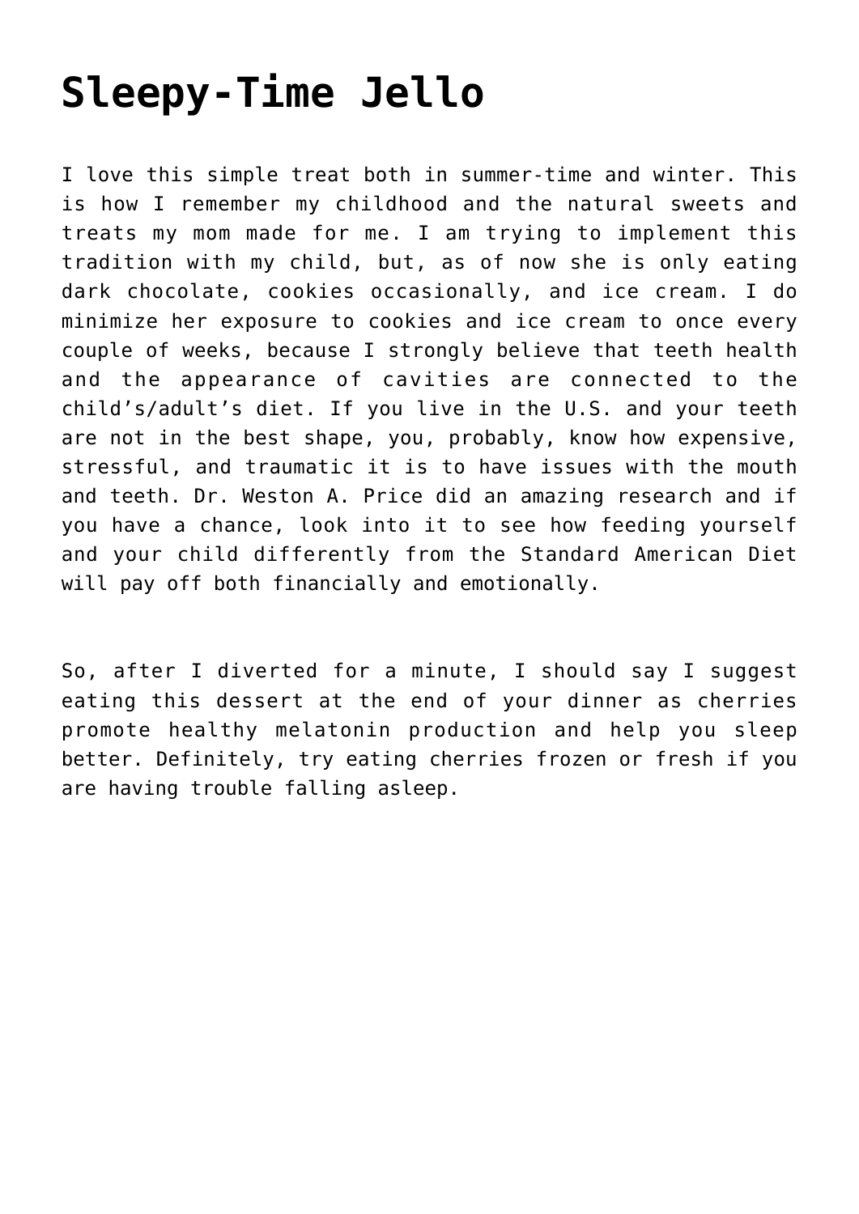# Sleepy-Time Jello

I love this simple treat both in summer-time and winter. This is how I remember my childhood and the natural sweets and treats my mom made for me. I am trying to implement this tradition with my child, but, as of now she is only eating dark chocolate, cookies occasionally, and ice cream. I do minimize her exposure to cookies and ice cream to once every couple of weeks, because I strongly believe that teeth health and the appearance of cavities are connected to the child's/adult's diet. If you live in the U.S. and your teeth are not in the best shape, you, probably, know how expensive, stressful, and traumatic it is to have issues with the mouth and teeth. Dr. Weston A. Price did an amazing research and if you have a chance, look into it to see how feeding yourself and your child differently from the Standard American Diet will pay off both financially and emotionally.

So, after I diverted for a minute, I should say I suggest eating this dessert at the end of your dinner as cherries promote healthy melatonin production and help you sleep better. Definitely, try eating cherries frozen or fresh if you are having trouble falling asleep.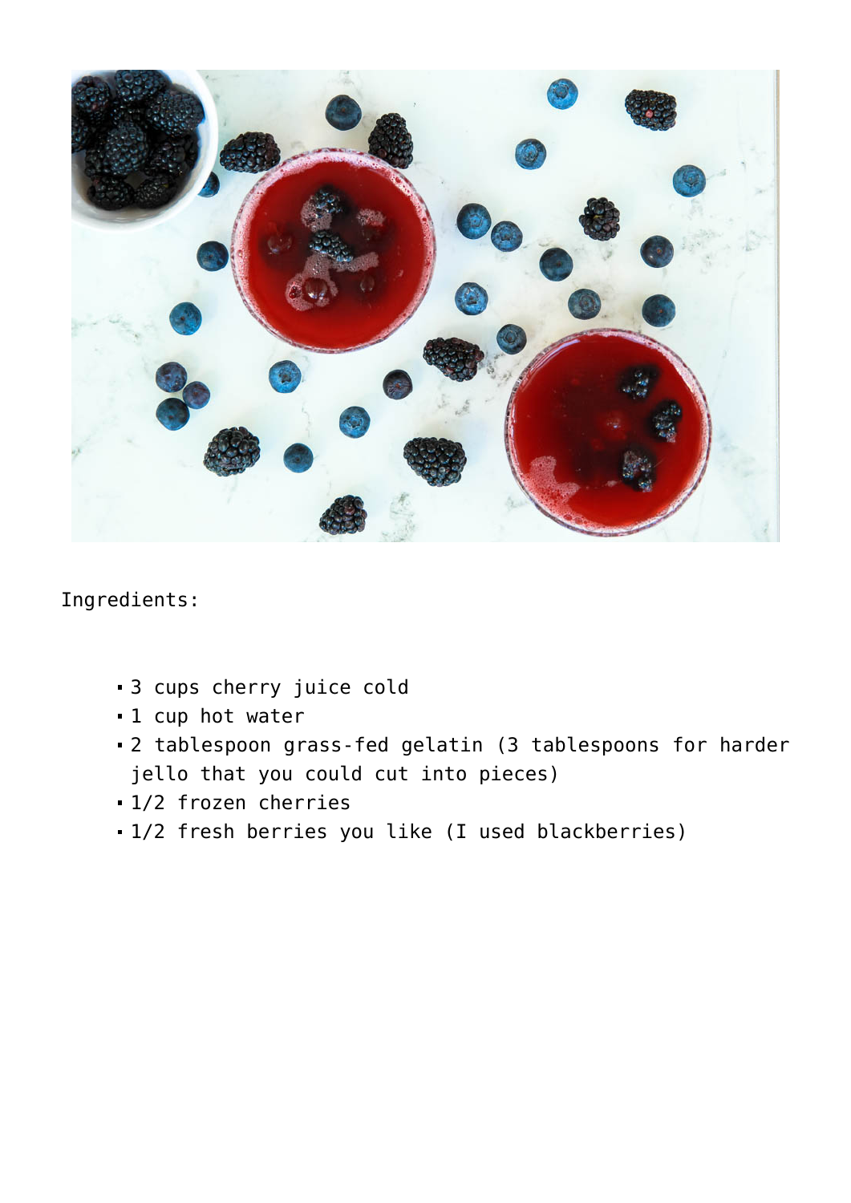Ingredients:

- 3 cups cherry juice cold
- 1 cup hot water
- 2 tablespoon grass-fed gelatin (3 tablespoons for harder jello that you could cut into pieces)
- 1/2 frozen cherries
- 1/2 fresh berries you like (I used blackberries)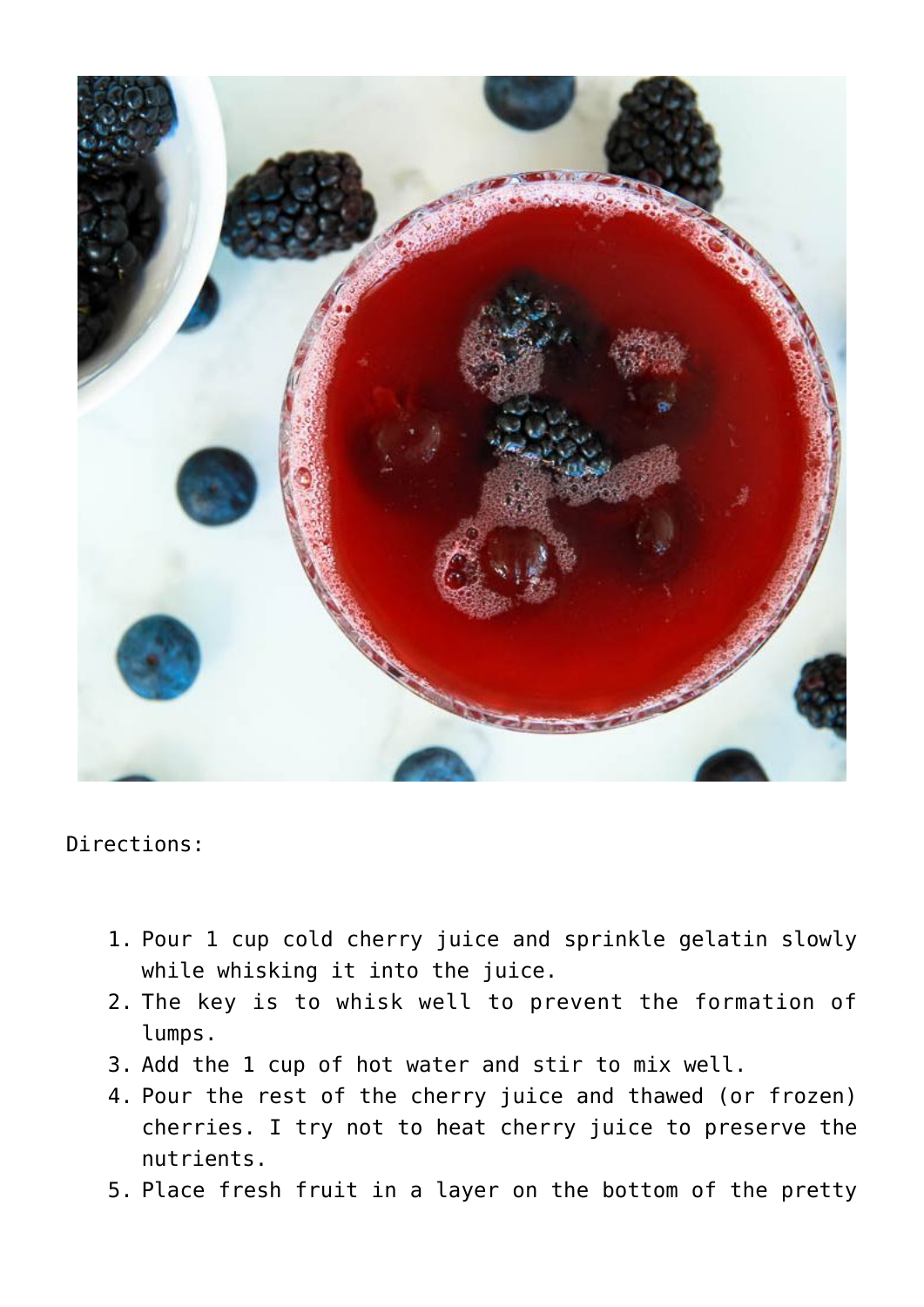Directions:

1. Pour 1 cup cold cherry juice and sprinkle gelatin slowly while whisking it into the juice.
2. The key is to whisk well to prevent the formation of lumps.
3. Add the 1 cup of hot water and stir to mix well.
4. Pour the rest of the cherry juice and thawed (or frozen) cherries. I try not to heat cherry juice to preserve the nutrients.
5. Place fresh fruit in a layer on the bottom of the pretty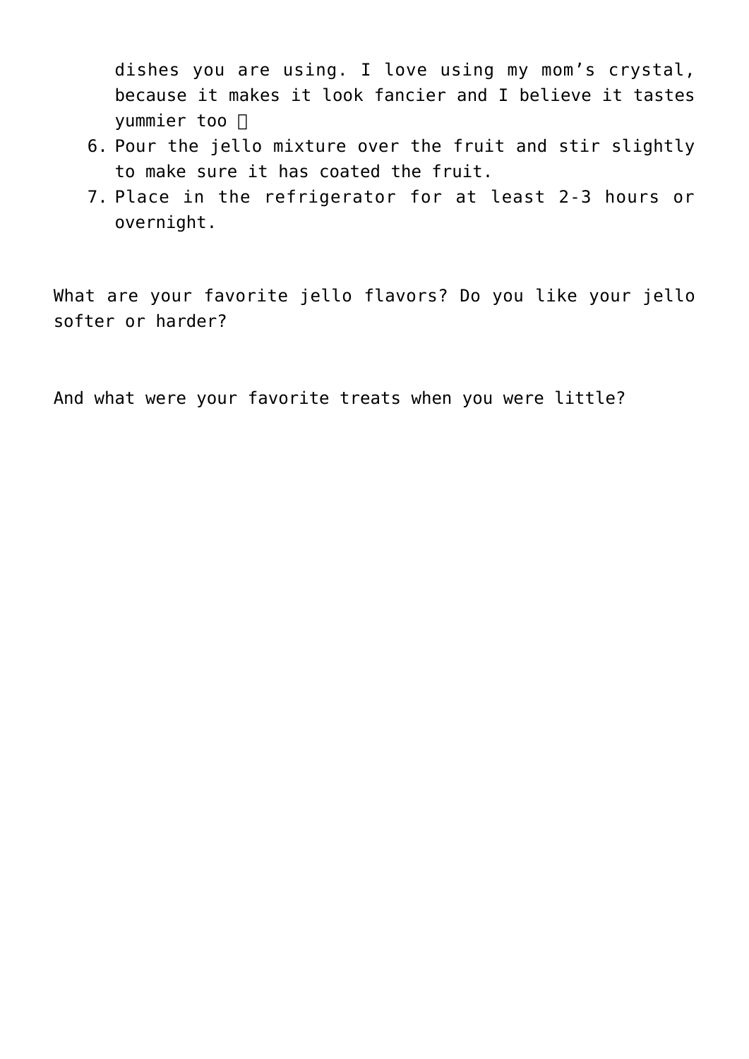dishes you are using. I love using my mom's crystal, because it makes it look fancier and I believe it tastes yummier too 

6. Pour the jello mixture over the fruit and stir slightly to make sure it has coated the fruit.
7. Place in the refrigerator for at least 2-3 hours or overnight.

What are your favorite jello flavors? Do you like your jello softer or harder?

And what were your favorite treats when you were little?